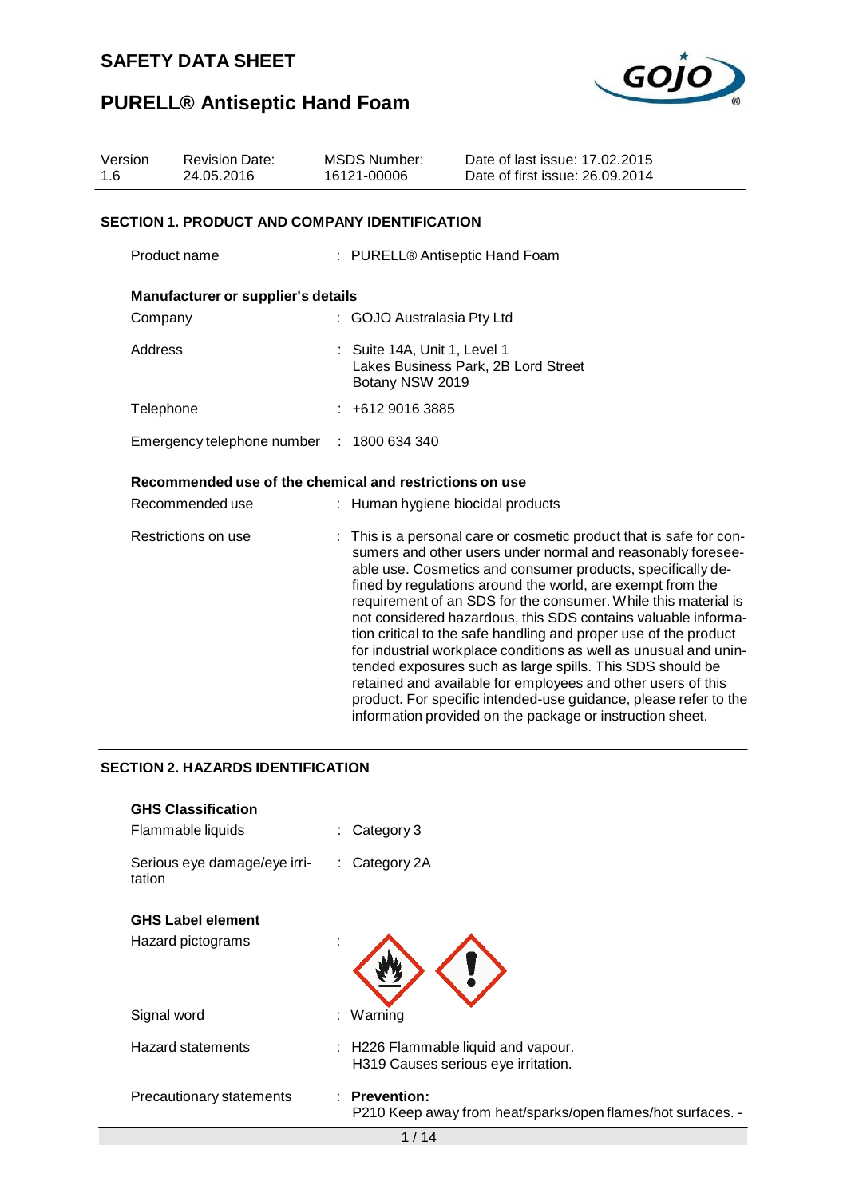# SAFETY DATA SHEET

# PURELL® Antiseptic Hand Foam

| Version | Revision Date: | MSDS Number: | Date of last issue: 17.02.2015 |
|---|---|---|---|
| 1.6 | 24.05.2016 | 16121-00006 | Date of first issue: 26.09.2014 |

## SECTION 1. PRODUCT AND COMPANY IDENTIFICATION

Product name : PURELL® Antiseptic Hand Foam

**Manufacturer or supplier's details**

Company : GOJO Australasia Pty Ltd

Address : Suite 14A, Unit 1, Level 1
Lakes Business Park, 2B Lord Street
Botany NSW 2019

Telephone : +612 9016 3885

Emergency telephone number : 1800 634 340

**Recommended use of the chemical and restrictions on use**

Recommended use : Human hygiene biocidal products

Restrictions on use : This is a personal care or cosmetic product that is safe for consumers and other users under normal and reasonably foreseeable use. Cosmetics and consumer products, specifically defined by regulations around the world, are exempt from the requirement of an SDS for the consumer. While this material is not considered hazardous, this SDS contains valuable information critical to the safe handling and proper use of the product for industrial workplace conditions as well as unusual and unintended exposures such as large spills. This SDS should be retained and available for employees and other users of this product. For specific intended-use guidance, please refer to the information provided on the package or instruction sheet.

## SECTION 2. HAZARDS IDENTIFICATION

**GHS Classification**

Flammable liquids : Category 3

Serious eye damage/eye irritation : Category 2A

**GHS Label element**

Hazard pictograms :

Signal word : Warning

Hazard statements : H226 Flammable liquid and vapour.
H319 Causes serious eye irritation.

Precautionary statements : **Prevention:**
P210 Keep away from heat/sparks/open flames/hot surfaces. -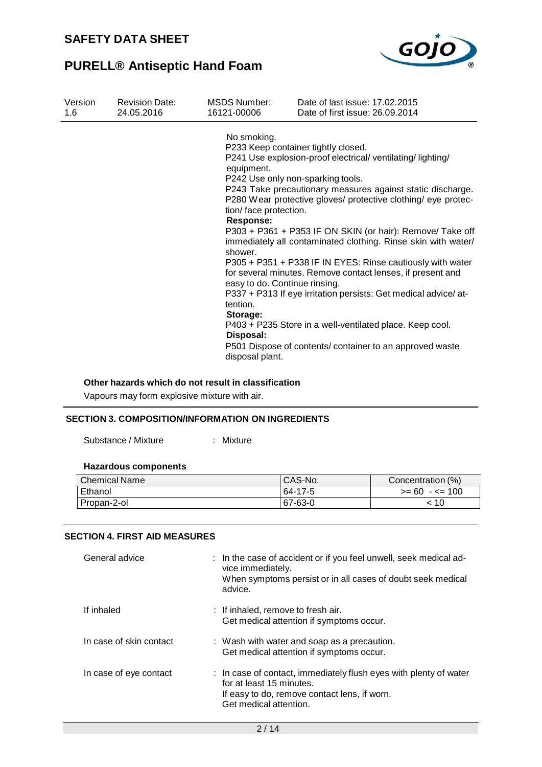No smoking.
P233 Keep container tightly closed.
P241 Use explosion-proof electrical/ ventilating/ lighting/ equipment.
P242 Use only non-sparking tools.
P243 Take precautionary measures against static discharge.
P280 Wear protective gloves/ protective clothing/ eye protection/ face protection.

**Response:**
P303 + P361 + P353 IF ON SKIN (or hair): Remove/ Take off immediately all contaminated clothing. Rinse skin with water/ shower.
P305 + P351 + P338 IF IN EYES: Rinse cautiously with water for several minutes. Remove contact lenses, if present and easy to do. Continue rinsing.
P337 + P313 If eye irritation persists: Get medical advice/ attention.

**Storage:**
P403 + P235 Store in a well-ventilated place. Keep cool.

**Disposal:**
P501 Dispose of contents/ container to an approved waste disposal plant.

**Other hazards which do not result in classification**

Vapours may form explosive mixture with air.

## SECTION 3. COMPOSITION/INFORMATION ON INGREDIENTS

Substance / Mixture : Mixture

**Hazardous components**

| Chemical Name | CAS-No. | Concentration (%) |
|---|---|---|
| Ethanol | 64-17-5 | >= 60 - <= 100 |
| Propan-2-ol | 67-63-0 | < 10 |

## SECTION 4. FIRST AID MEASURES

General advice : In the case of accident or if you feel unwell, seek medical advice immediately.
When symptoms persist or in all cases of doubt seek medical advice.

If inhaled : If inhaled, remove to fresh air.
Get medical attention if symptoms occur.

In case of skin contact : Wash with water and soap as a precaution.
Get medical attention if symptoms occur.

In case of eye contact : In case of contact, immediately flush eyes with plenty of water for at least 15 minutes.
If easy to do, remove contact lens, if worn.
Get medical attention.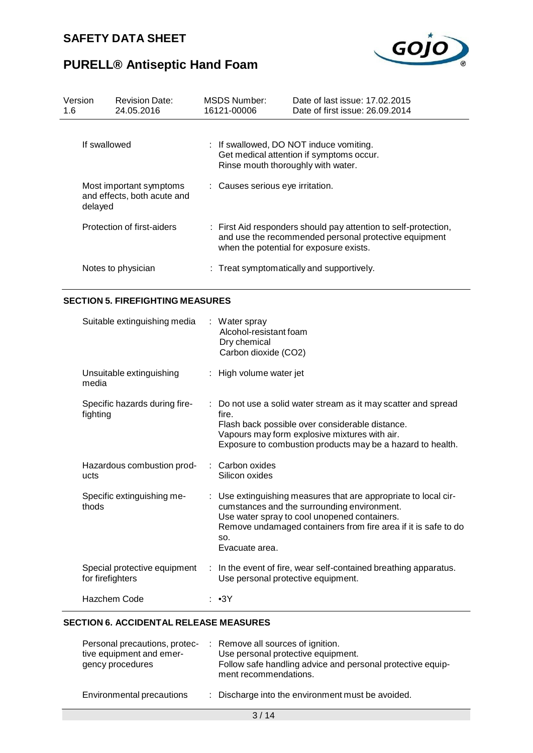| | |
|---|---|
| If swallowed | : If swallowed, DO NOT induce vomiting.<br>Get medical attention if symptoms occur.<br>Rinse mouth thoroughly with water. |
| Most important symptoms and effects, both acute and delayed | : Causes serious eye irritation. |
| Protection of first-aiders | : First Aid responders should pay attention to self-protection, and use the recommended personal protective equipment when the potential for exposure exists. |
| Notes to physician | : Treat symptomatically and supportively. |

## SECTION 5. FIREFIGHTING MEASURES

| | |
|---|---|
| Suitable extinguishing media | : Water spray<br>Alcohol-resistant foam<br>Dry chemical<br>Carbon dioxide ($CO_2$) |
| Unsuitable extinguishing media | : High volume water jet |
| Specific hazards during fire-fighting | : Do not use a solid water stream as it may scatter and spread fire.<br>Flash back possible over considerable distance.<br>Vapours may form explosive mixtures with air.<br>Exposure to combustion products may be a hazard to health. |
| Hazardous combustion products | : Carbon oxides<br>Silicon oxides |
| Specific extinguishing methods | : Use extinguishing measures that are appropriate to local circumstances and the surrounding environment.<br>Use water spray to cool unopened containers.<br>Remove undamaged containers from fire area if it is safe to do so.<br>Evacuate area. |
| Special protective equipment for firefighters | : In the event of fire, wear self-contained breathing apparatus.<br>Use personal protective equipment. |
| Hazchem Code | : •3Y |

## SECTION 6. ACCIDENTAL RELEASE MEASURES

| | |
|---|---|
| Personal precautions, protective equipment and emergency procedures | : Remove all sources of ignition.<br>Use personal protective equipment.<br>Follow safe handling advice and personal protective equipment recommendations. |
| Environmental precautions | : Discharge into the environment must be avoided. |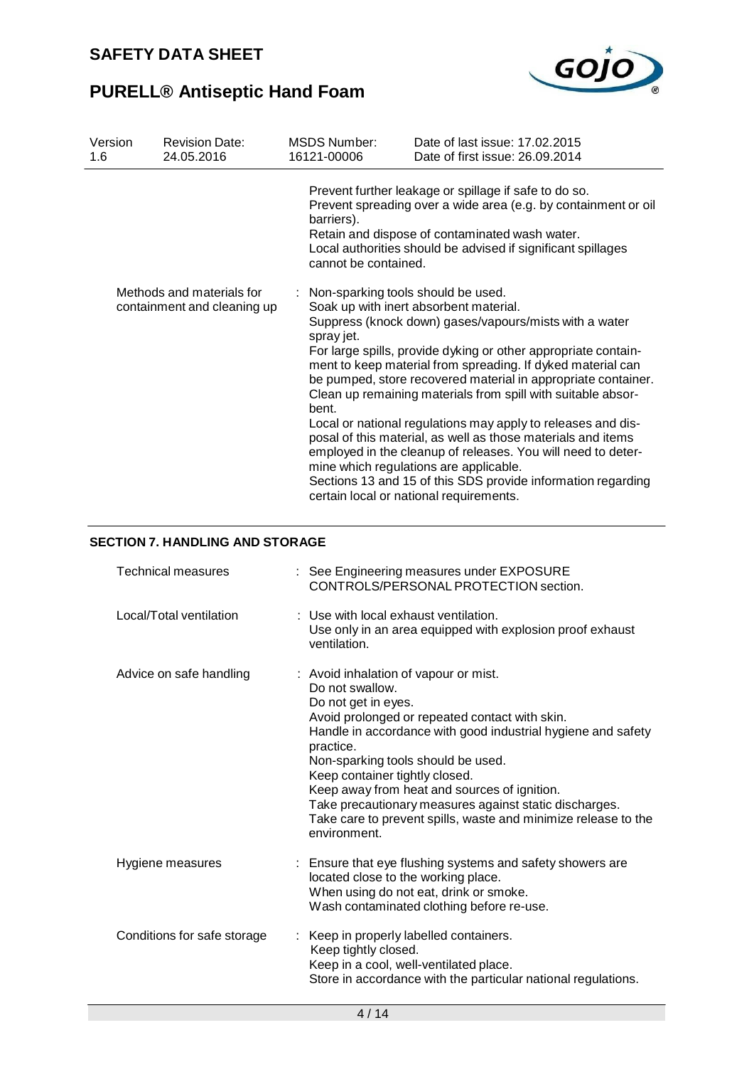| | |
|---|---|
| | Prevent further leakage or spillage if safe to do so.<br>Prevent spreading over a wide area (e.g. by containment or oil barriers).<br>Retain and dispose of contaminated wash water.<br>Local authorities should be advised if significant spillages cannot be contained. |
| Methods and materials for containment and cleaning up | : Non-sparking tools should be used.<br>Soak up with inert absorbent material.<br>Suppress (knock down) gases/vapours/mists with a water spray jet.<br>For large spills, provide dyking or other appropriate containment to keep material from spreading. If dyked material can be pumped, store recovered material in appropriate container.<br>Clean up remaining materials from spill with suitable absorbent.<br>Local or national regulations may apply to releases and disposal of this material, as well as those materials and items employed in the cleanup of releases. You will need to determine which regulations are applicable.<br>Sections 13 and 15 of this SDS provide information regarding certain local or national requirements. |

## SECTION 7. HANDLING AND STORAGE

| | |
|---|---|
| Technical measures | : See Engineering measures under EXPOSURE CONTROLS/PERSONAL PROTECTION section. |
| Local/Total ventilation | : Use with local exhaust ventilation.<br>Use only in an area equipped with explosion proof exhaust ventilation. |
| Advice on safe handling | : Avoid inhalation of vapour or mist.<br>Do not swallow.<br>Do not get in eyes.<br>Avoid prolonged or repeated contact with skin.<br>Handle in accordance with good industrial hygiene and safety practice.<br>Non-sparking tools should be used.<br>Keep container tightly closed.<br>Keep away from heat and sources of ignition.<br>Take precautionary measures against static discharges.<br>Take care to prevent spills, waste and minimize release to the environment. |
| Hygiene measures | : Ensure that eye flushing systems and safety showers are located close to the working place.<br>When using do not eat, drink or smoke.<br>Wash contaminated clothing before re-use. |
| Conditions for safe storage | : Keep in properly labelled containers.<br>Keep tightly closed.<br>Keep in a cool, well-ventilated place.<br>Store in accordance with the particular national regulations. |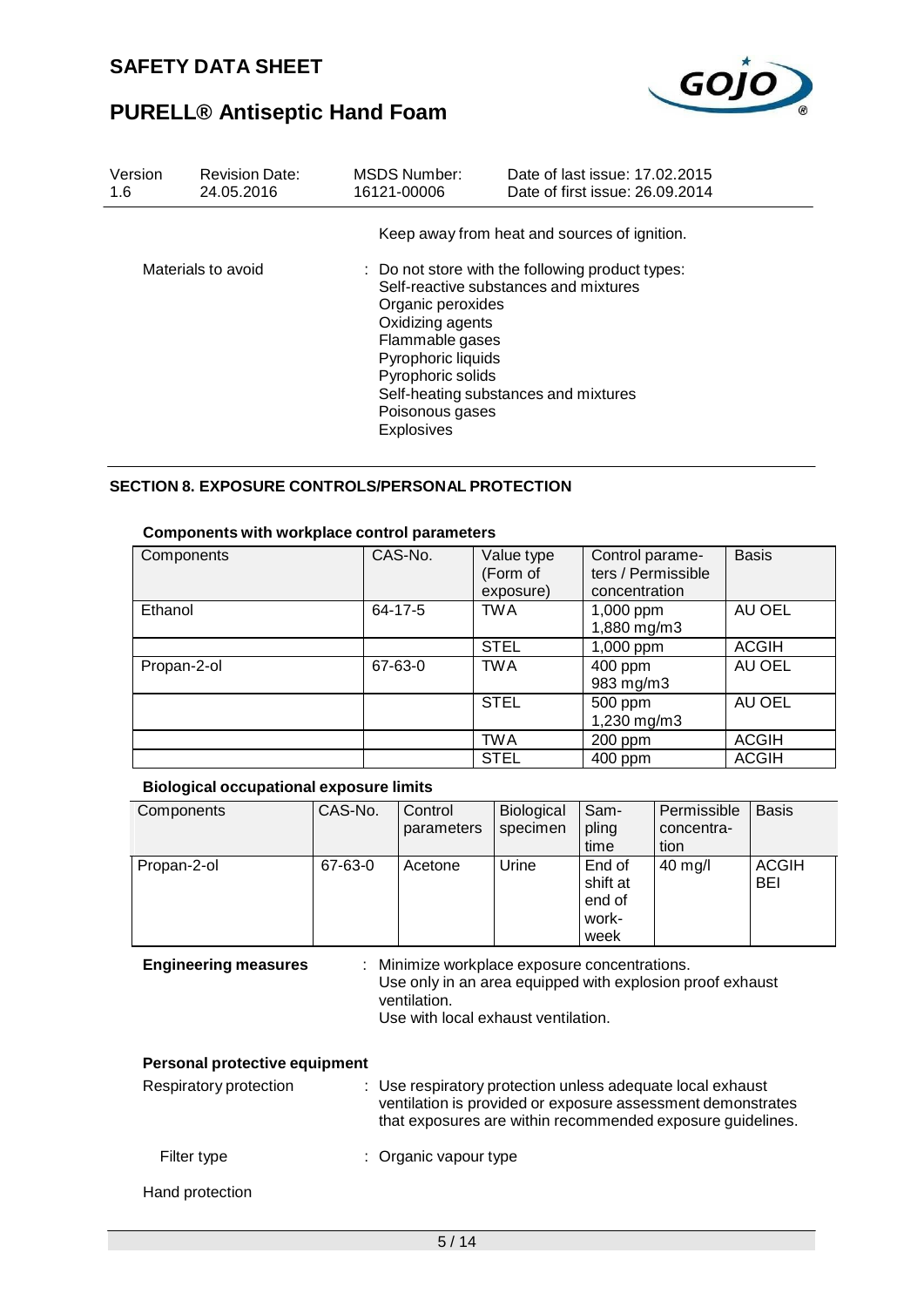| Version | Revision Date: | MSDS Number: | Date of last issue: 17.02.2015 |
|---|---|---|---|
| 1.6 | 24.05.2016 | 16121-00006 | Date of first issue: 26.09.2014 |

Keep away from heat and sources of ignition.

Materials to avoid : Do not store with the following product types:
Self-reactive substances and mixtures
Organic peroxides
Oxidizing agents
Flammable gases
Pyrophoric liquids
Pyrophoric solids
Self-heating substances and mixtures
Poisonous gases
Explosives

## SECTION 8. EXPOSURE CONTROLS/PERSONAL PROTECTION

**Components with workplace control parameters**

| Components | CAS-No. | Value type (Form of exposure) | Control parameters / Permissible concentration | Basis |
|---|---|---|---|---|
| Ethanol | 64-17-5 | TWA | 1,000 ppm<br>1,880 mg/m3 | AU OEL |
| | | STEL | 1,000 ppm | ACGIH |
| Propan-2-ol | 67-63-0 | TWA | 400 ppm<br>983 mg/m3 | AU OEL |
| | | STEL | 500 ppm<br>1,230 mg/m3 | AU OEL |
| | | TWA | 200 ppm | ACGIH |
| | | STEL | 400 ppm | ACGIH |

**Biological occupational exposure limits**

| Components | CAS-No. | Control parameters | Biological specimen | Sampling time | Permissible concentration | Basis |
|---|---|---|---|---|---|---|
| Propan-2-ol | 67-63-0 | Acetone | Urine | End of shift at end of workweek | 40 mg/l | ACGIH BEI |

**Engineering measures** : Minimize workplace exposure concentrations.
Use only in an area equipped with explosion proof exhaust ventilation.
Use with local exhaust ventilation.

**Personal protective equipment**

Respiratory protection : Use respiratory protection unless adequate local exhaust ventilation is provided or exposure assessment demonstrates that exposures are within recommended exposure guidelines.

Filter type : Organic vapour type

Hand protection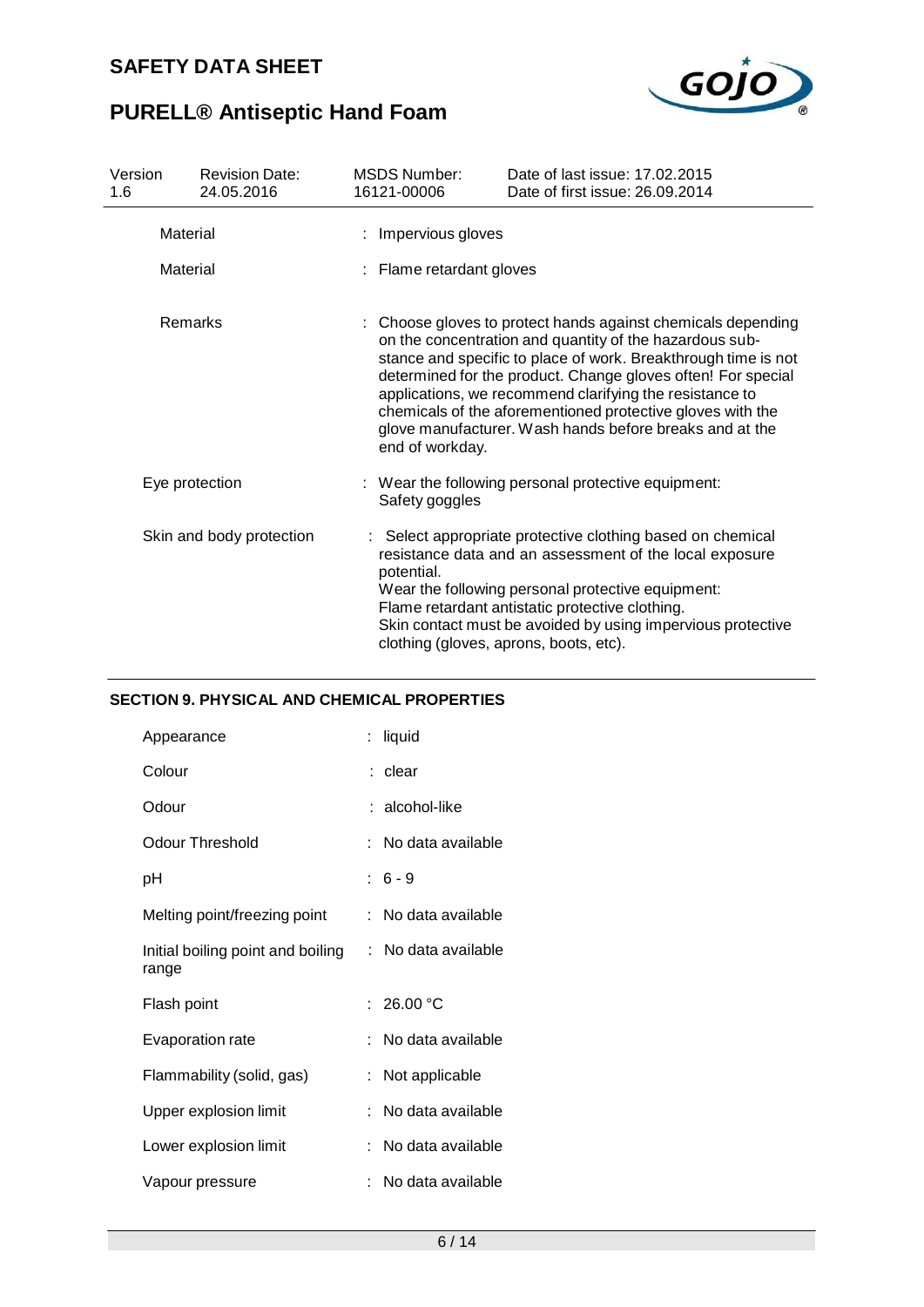| | |
|---|---|
| Material | : Impervious gloves |
| Material | : Flame retardant gloves |
| Remarks | : Choose gloves to protect hands against chemicals depending on the concentration and quantity of the hazardous substance and specific to place of work. Breakthrough time is not determined for the product. Change gloves often! For special applications, we recommend clarifying the resistance to chemicals of the aforementioned protective gloves with the glove manufacturer. Wash hands before breaks and at the end of workday. |
| Eye protection | : Wear the following personal protective equipment: Safety goggles |
| Skin and body protection | : Select appropriate protective clothing based on chemical resistance data and an assessment of the local exposure potential. Wear the following personal protective equipment: Flame retardant antistatic protective clothing. Skin contact must be avoided by using impervious protective clothing (gloves, aprons, boots, etc). |

## SECTION 9. PHYSICAL AND CHEMICAL PROPERTIES

| | |
|---|---|
| Appearance | : liquid |
| Colour | : clear |
| Odour | : alcohol-like |
| Odour Threshold | : No data available |
| pH | : 6 - 9 |
| Melting point/freezing point | : No data available |
| Initial boiling point and boiling range | : No data available |
| Flash point | : 26.00 °C |
| Evaporation rate | : No data available |
| Flammability (solid, gas) | : Not applicable |
| Upper explosion limit | : No data available |
| Lower explosion limit | : No data available |
| Vapour pressure | : No data available |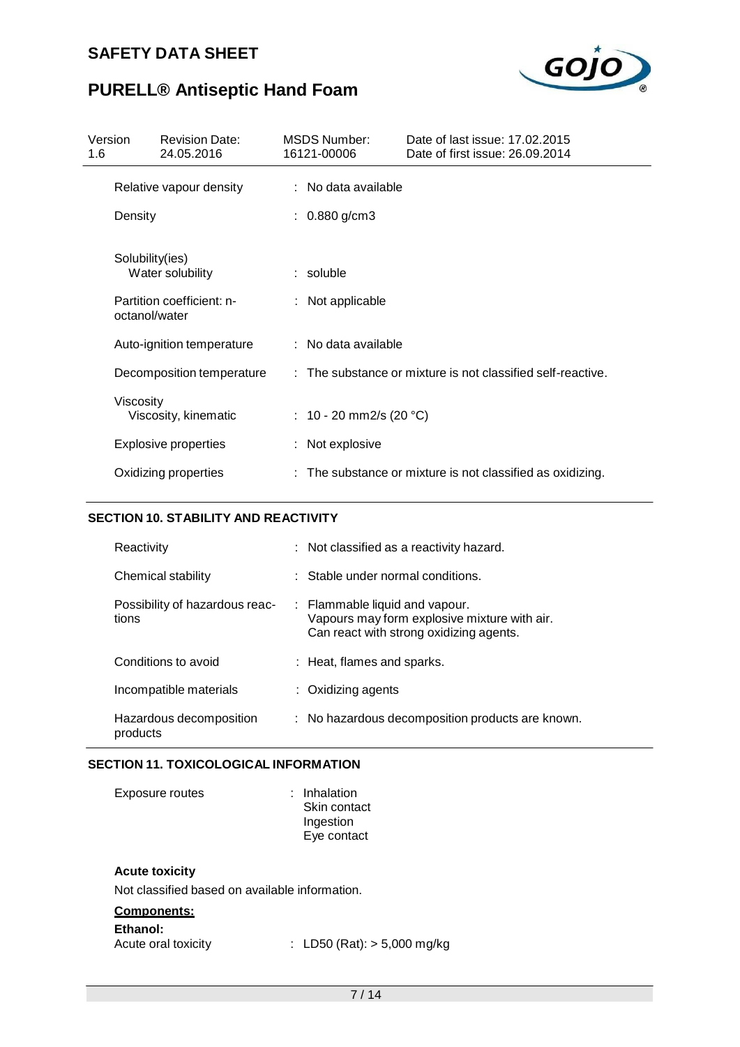| | |
|---|---|
| Relative vapour density | : No data available |
| Density | : 0.880 g/cm3 |
| Solubility(ies)<br>Water solubility | : soluble |
| Partition coefficient: n-octanol/water | : Not applicable |
| Auto-ignition temperature | : No data available |
| Decomposition temperature | : The substance or mixture is not classified self-reactive. |
| Viscosity<br>Viscosity, kinematic | : 10 - 20 mm2/s (20 °C) |
| Explosive properties | : Not explosive |
| Oxidizing properties | : The substance or mixture is not classified as oxidizing. |

## SECTION 10. STABILITY AND REACTIVITY

| | |
|---|---|
| Reactivity | : Not classified as a reactivity hazard. |
| Chemical stability | : Stable under normal conditions. |
| Possibility of hazardous reactions | : Flammable liquid and vapour.<br>Vapours may form explosive mixture with air.<br>Can react with strong oxidizing agents. |
| Conditions to avoid | : Heat, flames and sparks. |
| Incompatible materials | : Oxidizing agents |
| Hazardous decomposition products | : No hazardous decomposition products are known. |

## SECTION 11. TOXICOLOGICAL INFORMATION

| | |
|---|---|
| Exposure routes | : Inhalation<br>Skin contact<br>Ingestion<br>Eye contact |

**Acute toxicity**

Not classified based on available information.

**Components:**

**Ethanol:**

| | |
|---|---|
| Acute oral toxicity | : LD50 (Rat): > 5,000 mg/kg |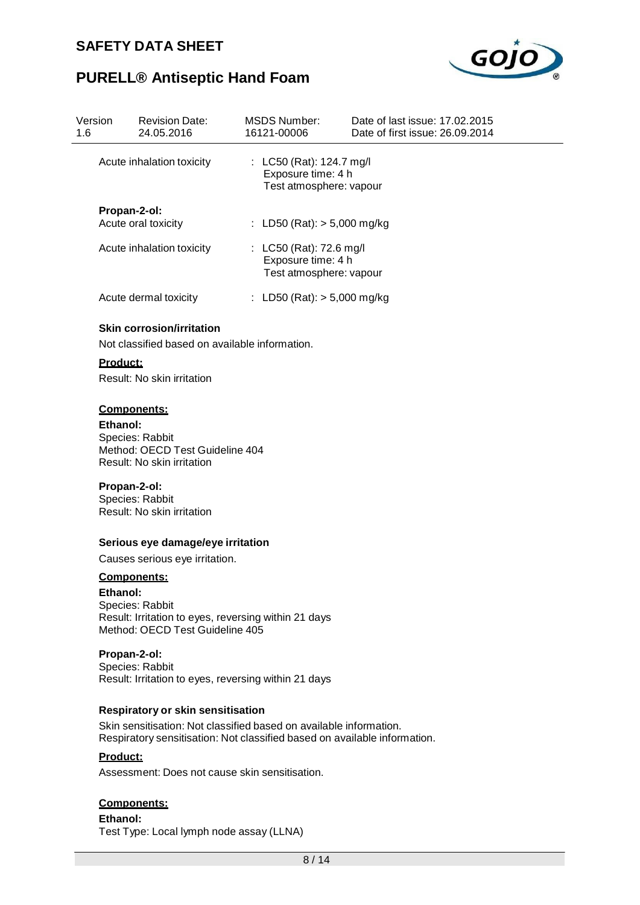| | |
|---|---|
| Acute inhalation toxicity | : LC50 (Rat): 124.7 mg/l<br>Exposure time: 4 h<br>Test atmosphere: vapour |

**Propan-2-ol:**

| | |
|---|---|
| Acute oral toxicity | : LD50 (Rat): > 5,000 mg/kg |
| Acute inhalation toxicity | : LC50 (Rat): 72.6 mg/l<br>Exposure time: 4 h<br>Test atmosphere: vapour |
| Acute dermal toxicity | : LD50 (Rat): > 5,000 mg/kg |

**Skin corrosion/irritation**

Not classified based on available information.

**Product:**

Result: No skin irritation

**Components:**

**Ethanol:**
Species: Rabbit
Method: OECD Test Guideline 404
Result: No skin irritation

**Propan-2-ol:**
Species: Rabbit
Result: No skin irritation

**Serious eye damage/eye irritation**

Causes serious eye irritation.

**Components:**

**Ethanol:**
Species: Rabbit
Result: Irritation to eyes, reversing within 21 days
Method: OECD Test Guideline 405

**Propan-2-ol:**
Species: Rabbit
Result: Irritation to eyes, reversing within 21 days

**Respiratory or skin sensitisation**

Skin sensitisation: Not classified based on available information.
Respiratory sensitisation: Not classified based on available information.

**Product:**

Assessment: Does not cause skin sensitisation.

**Components:**

**Ethanol:**
Test Type: Local lymph node assay (LLNA)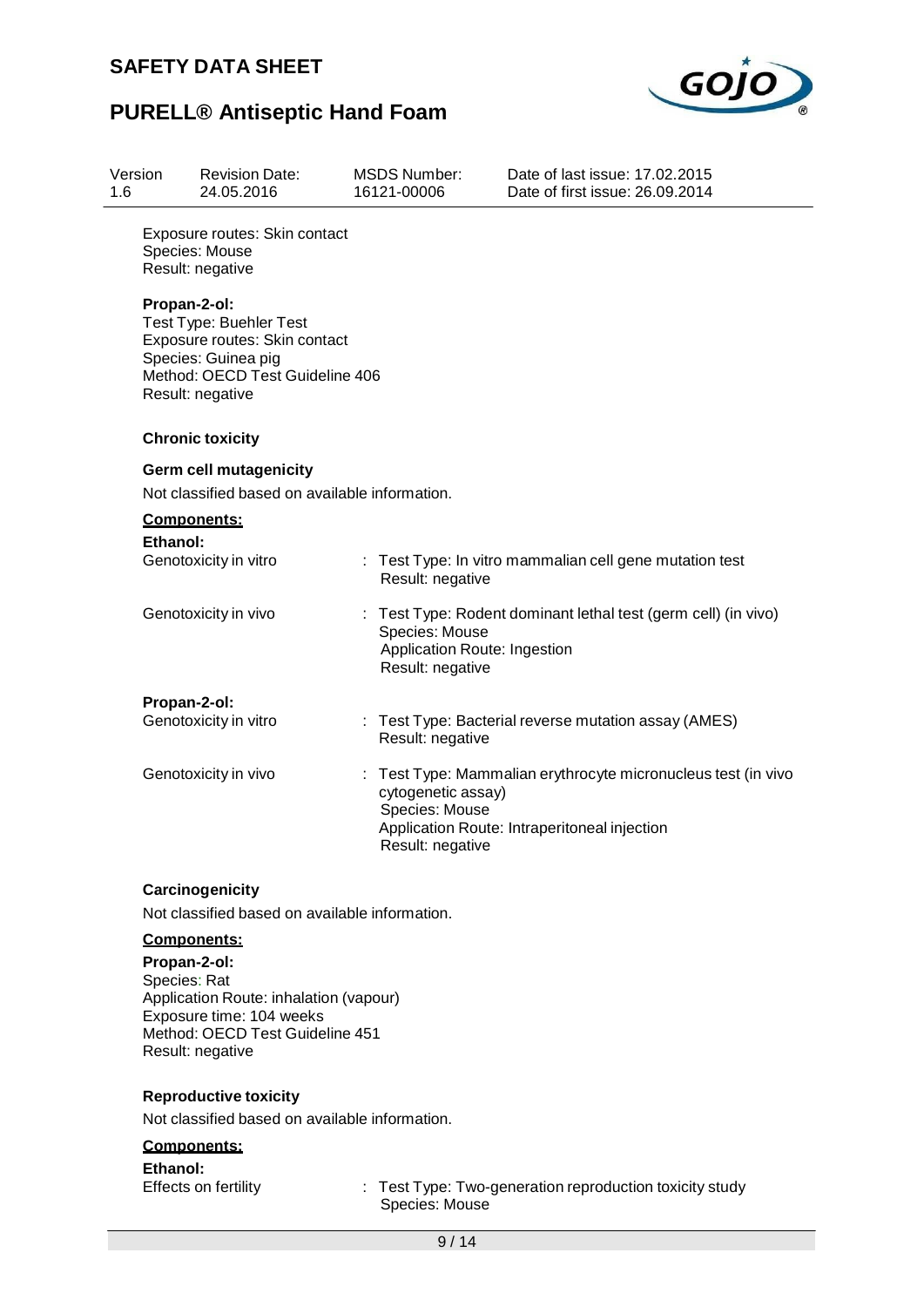Exposure routes: Skin contact
Species: Mouse
Result: negative

**Propan-2-ol:**
Test Type: Buehler Test
Exposure routes: Skin contact
Species: Guinea pig
Method: OECD Test Guideline 406
Result: negative

### Chronic toxicity

#### Germ cell mutagenicity

Not classified based on available information.

**Components:**

**Ethanol:**

Genotoxicity in vitro : Test Type: In vitro mammalian cell gene mutation test
Result: negative

Genotoxicity in vivo : Test Type: Rodent dominant lethal test (germ cell) (in vivo)
Species: Mouse
Application Route: Ingestion
Result: negative

**Propan-2-ol:**

Genotoxicity in vitro : Test Type: Bacterial reverse mutation assay (AMES)
Result: negative

Genotoxicity in vivo : Test Type: Mammalian erythrocyte micronucleus test (in vivo cytogenetic assay)
Species: Mouse
Application Route: Intraperitoneal injection
Result: negative

#### Carcinogenicity

Not classified based on available information.

**Components:**

**Propan-2-ol:**
Species: Rat
Application Route: inhalation (vapour)
Exposure time: 104 weeks
Method: OECD Test Guideline 451
Result: negative

#### Reproductive toxicity

Not classified based on available information.

**Components:**

**Ethanol:**

Effects on fertility : Test Type: Two-generation reproduction toxicity study
Species: Mouse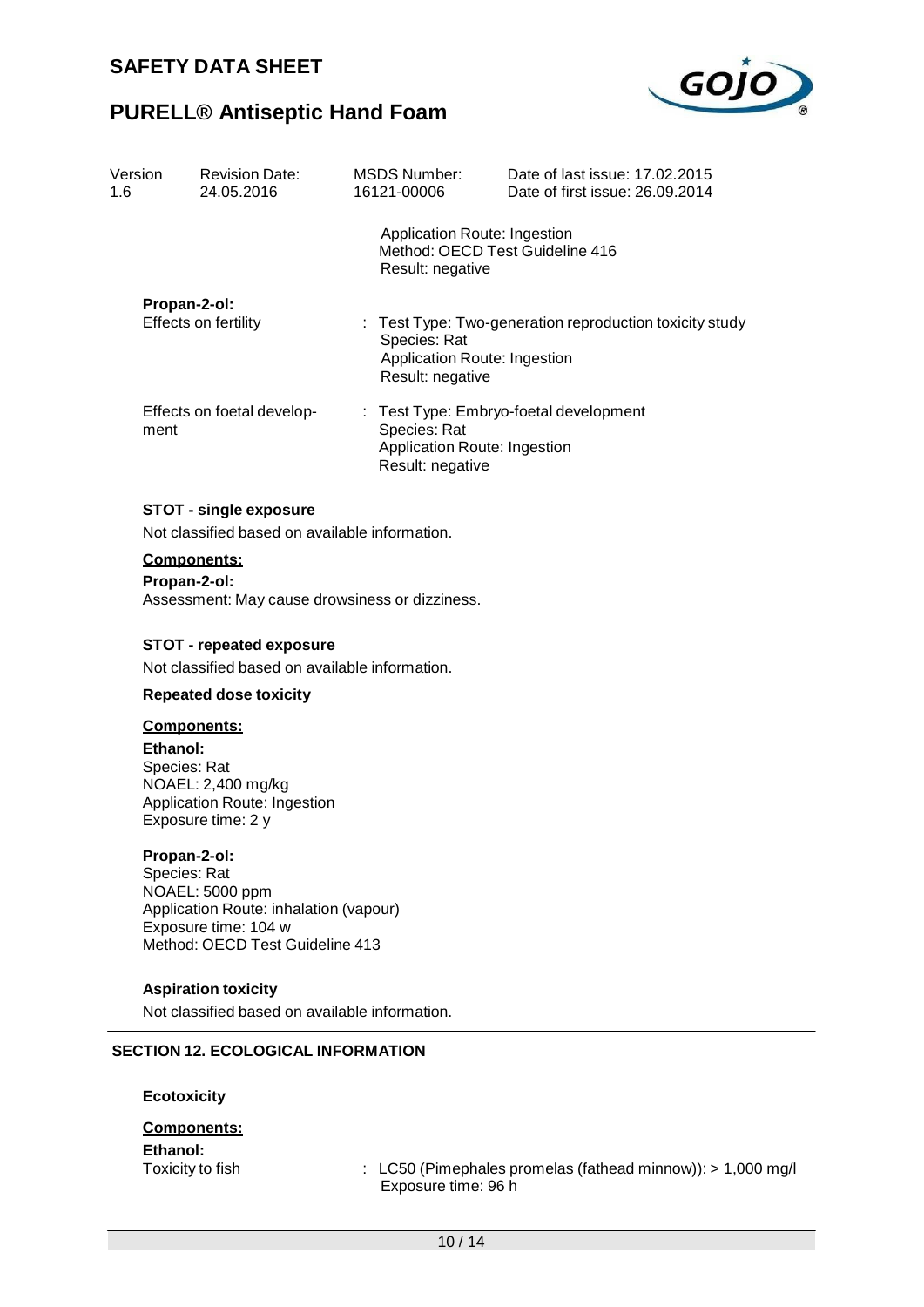Application Route: Ingestion
Method: OECD Test Guideline 416
Result: negative

**Propan-2-ol:**

Effects on fertility : Test Type: Two-generation reproduction toxicity study
Species: Rat
Application Route: Ingestion
Result: negative

Effects on foetal development : Test Type: Embryo-foetal development
Species: Rat
Application Route: Ingestion
Result: negative

**STOT - single exposure**

Not classified based on available information.

**Components:**

**Propan-2-ol:**
Assessment: May cause drowsiness or dizziness.

**STOT - repeated exposure**

Not classified based on available information.

**Repeated dose toxicity**

**Components:**

**Ethanol:**
Species: Rat
NOAEL: 2,400 mg/kg
Application Route: Ingestion
Exposure time: 2 y

**Propan-2-ol:**
Species: Rat
NOAEL: 5000 ppm
Application Route: inhalation (vapour)
Exposure time: 104 w
Method: OECD Test Guideline 413

**Aspiration toxicity**

Not classified based on available information.

## SECTION 12. ECOLOGICAL INFORMATION

**Ecotoxicity**

**Components:**

**Ethanol:**

Toxicity to fish : LC50 (Pimephales promelas (fathead minnow)): > 1,000 mg/l
Exposure time: 96 h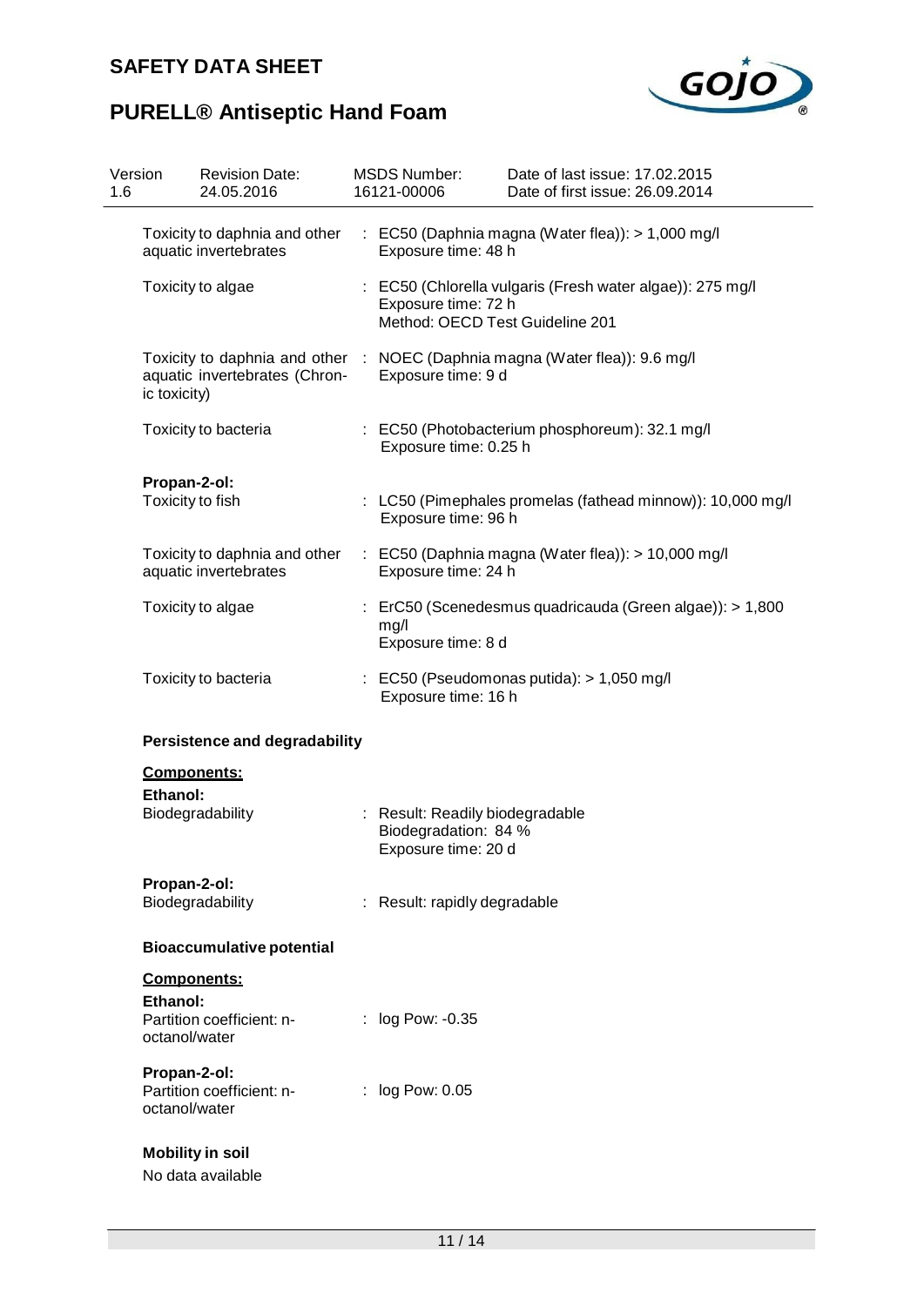| | |
|---|---|
| Toxicity to daphnia and other aquatic invertebrates | : EC50 (Daphnia magna (Water flea)): > 1,000 mg/l<br>Exposure time: 48 h |
| Toxicity to algae | : EC50 (Chlorella vulgaris (Fresh water algae)): 275 mg/l<br>Exposure time: 72 h<br>Method: OECD Test Guideline 201 |
| Toxicity to daphnia and other aquatic invertebrates (Chronic toxicity) | : NOEC (Daphnia magna (Water flea)): 9.6 mg/l<br>Exposure time: 9 d |
| Toxicity to bacteria | : EC50 (Photobacterium phosphoreum): 32.1 mg/l<br>Exposure time: 0.25 h |

**Propan-2-ol:**

| | |
|---|---|
| Toxicity to fish | : LC50 (Pimephales promelas (fathead minnow)): 10,000 mg/l<br>Exposure time: 96 h |
| Toxicity to daphnia and other aquatic invertebrates | : EC50 (Daphnia magna (Water flea)): > 10,000 mg/l<br>Exposure time: 24 h |
| Toxicity to algae | : ErC50 (Scenedesmus quadricauda (Green algae)): > 1,800 mg/l<br>Exposure time: 8 d |
| Toxicity to bacteria | : EC50 (Pseudomonas putida): > 1,050 mg/l<br>Exposure time: 16 h |

**Persistence and degradability**

**Components:**

**Ethanol:**

| | |
|---|---|
| Biodegradability | : Result: Readily biodegradable<br>Biodegradation: 84 %<br>Exposure time: 20 d |

**Propan-2-ol:**

| | |
|---|---|
| Biodegradability | : Result: rapidly degradable |

**Bioaccumulative potential**

**Components:**

**Ethanol:**

| | |
|---|---|
| Partition coefficient: n-octanol/water | : log Pow: -0.35 |

**Propan-2-ol:**

| | |
|---|---|
| Partition coefficient: n-octanol/water | : log Pow: 0.05 |

**Mobility in soil**

No data available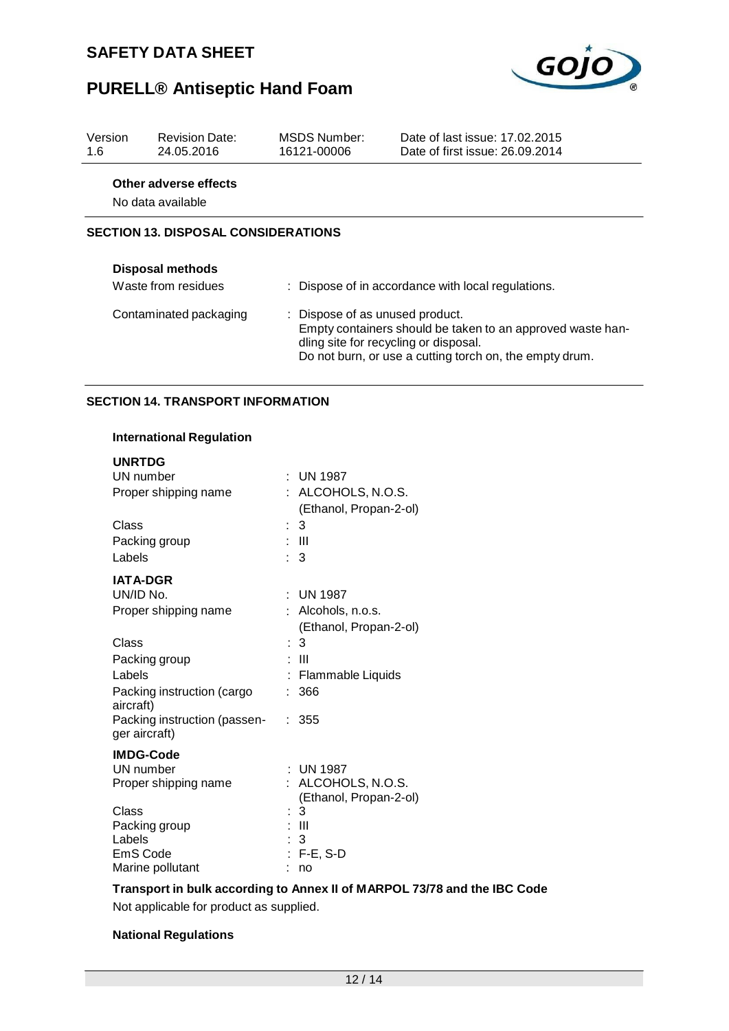**Other adverse effects**

No data available

## SECTION 13. DISPOSAL CONSIDERATIONS

**Disposal methods**

| | |
|---|---|
| Waste from residues | : Dispose of in accordance with local regulations. |
| Contaminated packaging | : Dispose of as unused product.<br>Empty containers should be taken to an approved waste handling site for recycling or disposal.<br>Do not burn, or use a cutting torch on, the empty drum. |

## SECTION 14. TRANSPORT INFORMATION

**International Regulation**

**UNRTDG**

| | |
|---|---|
| UN number | : UN 1987 |
| Proper shipping name | : ALCOHOLS, N.O.S.<br>(Ethanol, Propan-2-ol) |
| Class | : 3 |
| Packing group | : III |
| Labels | : 3 |

**IATA-DGR**

| | |
|---|---|
| UN/ID No. | : UN 1987 |
| Proper shipping name | : Alcohols, n.o.s.<br>(Ethanol, Propan-2-ol) |
| Class | : 3 |
| Packing group | : III |
| Labels | : Flammable Liquids |
| Packing instruction (cargo aircraft) | : 366 |
| Packing instruction (passenger aircraft) | : 355 |

**IMDG-Code**

| | |
|---|---|
| UN number | : UN 1987 |
| Proper shipping name | : ALCOHOLS, N.O.S.<br>(Ethanol, Propan-2-ol) |
| Class | : 3 |
| Packing group | : III |
| Labels | : 3 |
| EmS Code | : F-E, S-D |
| Marine pollutant | : no |

**Transport in bulk according to Annex II of MARPOL 73/78 and the IBC Code**

Not applicable for product as supplied.

**National Regulations**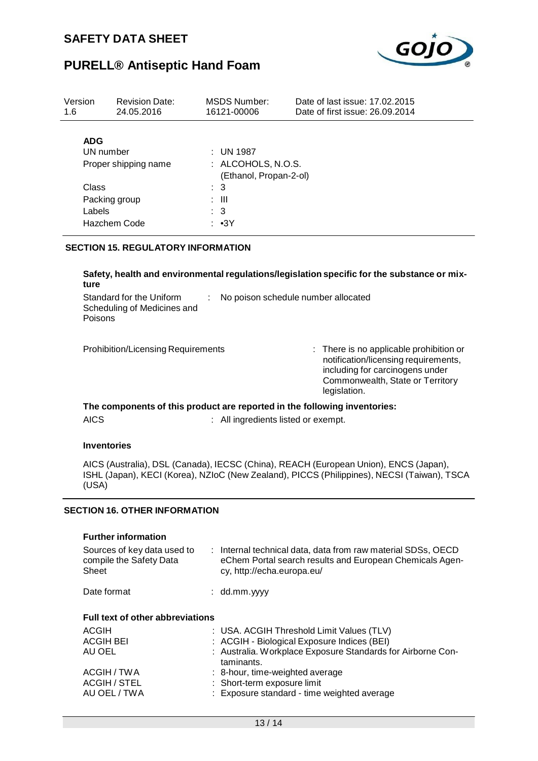| Version 1.6 | Revision Date: 24.05.2016 | MSDS Number: 16121-00006 | Date of last issue: 17.02.2015<br>Date of first issue: 26.09.2014 |
|---|---|---|---|

**ADG**

| | |
|---|---|
| UN number | : UN 1987 |
| Proper shipping name | : ALCOHOLS, N.O.S. (Ethanol, Propan-2-ol) |
| Class | : 3 |
| Packing group | : III |
| Labels | : 3 |
| Hazchem Code | : •3Y |

## SECTION 15. REGULATORY INFORMATION

**Safety, health and environmental regulations/legislation specific for the substance or mixture**

| | |
|---|---|
| Standard for the Uniform Scheduling of Medicines and Poisons | : No poison schedule number allocated |
| Prohibition/Licensing Requirements | : There is no applicable prohibition or notification/licensing requirements, including for carcinogens under Commonwealth, State or Territory legislation. |

**The components of this product are reported in the following inventories:**

| | |
|---|---|
| AICS | : All ingredients listed or exempt. |

**Inventories**

AICS (Australia), DSL (Canada), IECSC (China), REACH (European Union), ENCS (Japan), ISHL (Japan), KECI (Korea), NZIoC (New Zealand), PICCS (Philippines), NECSI (Taiwan), TSCA (USA)

## SECTION 16. OTHER INFORMATION

**Further information**

| | |
|---|---|
| Sources of key data used to compile the Safety Data Sheet | : Internal technical data, data from raw material SDSs, OECD eChem Portal search results and European Chemicals Agency, http://echa.europa.eu/ |
| Date format | : dd.mm.yyyy |

**Full text of other abbreviations**

| | |
|---|---|
| ACGIH | : USA. ACGIH Threshold Limit Values (TLV) |
| ACGIH BEI | : ACGIH - Biological Exposure Indices (BEI) |
| AU OEL | : Australia. Workplace Exposure Standards for Airborne Contaminants. |
| ACGIH / TWA | : 8-hour, time-weighted average |
| ACGIH / STEL | : Short-term exposure limit |
| AU OEL / TWA | : Exposure standard - time weighted average |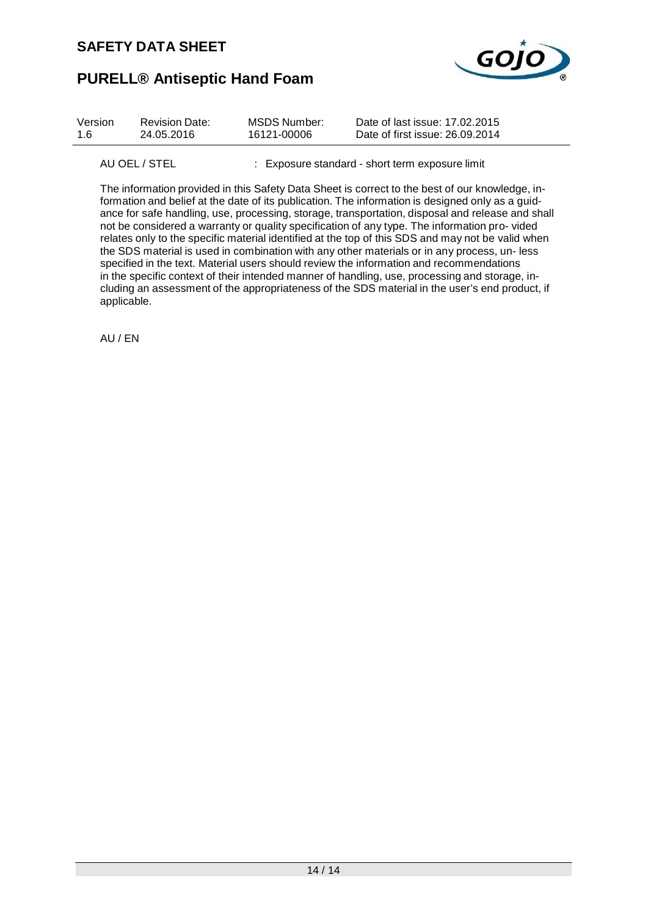AU OEL / STEL : Exposure standard - short term exposure limit

The information provided in this Safety Data Sheet is correct to the best of our knowledge, information and belief at the date of its publication. The information is designed only as a guidance for safe handling, use, processing, storage, transportation, disposal and release and shall not be considered a warranty or quality specification of any type. The information provided relates only to the specific material identified at the top of this SDS and may not be valid when the SDS material is used in combination with any other materials or in any process, unless specified in the text. Material users should review the information and recommendations in the specific context of their intended manner of handling, use, processing and storage, including an assessment of the appropriateness of the SDS material in the user's end product, if applicable.

AU / EN